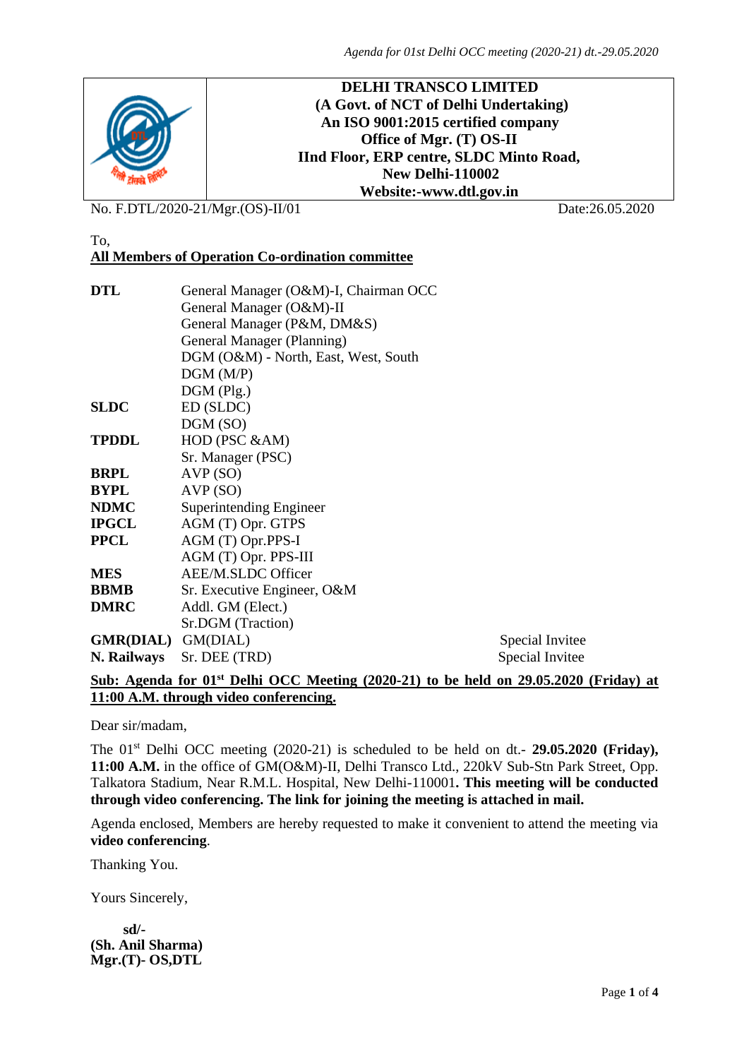**DELHI TRANSCO LIMITED**
**(A Govt. of NCT of Delhi Undertaking)**
**An ISO 9001:2015 certified company**
**Office of Mgr. (T) OS-II**
**IInd Floor, ERP centre, SLDC Minto Road,**
**New Delhi-110002**
**Website:-www.dtl.gov.in**

No. F.DTL/2020-21/Mgr.(OS)-II/01 Date:26.05.2020

To,
**All Members of Operation Co-ordination committee**

| | | |
|---|---|---|
| **DTL** | General Manager (O&M)-I, Chairman OCC | |
| | General Manager (O&M)-II | |
| | General Manager (P&M, DM&S) | |
| | General Manager (Planning) | |
| | DGM (O&M) - North, East, West, South | |
| | DGM (M/P) | |
| | DGM (Plg.) | |
| **SLDC** | ED (SLDC) | |
| | DGM (SO) | |
| **TPDDL** | HOD (PSC &AM) | |
| | Sr. Manager (PSC) | |
| **BRPL** | AVP (SO) | |
| **BYPL** | AVP (SO) | |
| **NDMC** | Superintending Engineer | |
| **IPGCL** | AGM (T) Opr. GTPS | |
| **PPCL** | AGM (T) Opr.PPS-I | |
| | AGM (T) Opr. PPS-III | |
| **MES** | AEE/M.SLDC Officer | |
| **BBMB** | Sr. Executive Engineer, O&M | |
| **DMRC** | Addl. GM (Elect.) | |
| | Sr.DGM (Traction) | |
| **GMR(DIAL)** | GM(DIAL) | Special Invitee |
| **N. Railways** | Sr. DEE (TRD) | Special Invitee |

**Sub: Agenda for 01st Delhi OCC Meeting (2020-21) to be held on 29.05.2020 (Friday) at 11:00 A.M. through video conferencing.**

Dear sir/madam,

The 01st Delhi OCC meeting (2020-21) is scheduled to be held on dt.- **29.05.2020 (Friday), 11:00 A.M.** in the office of GM(O&M)-II, Delhi Transco Ltd., 220kV Sub-Stn Park Street, Opp. Talkatora Stadium, Near R.M.L. Hospital, New Delhi-110001**. This meeting will be conducted through video conferencing. The link for joining the meeting is attached in mail.**

Agenda enclosed, Members are hereby requested to make it convenient to attend the meeting via **video conferencing**.

Thanking You.

Yours Sincerely,

**sd/-**
**(Sh. Anil Sharma)**
**Mgr.(T)- OS,DTL**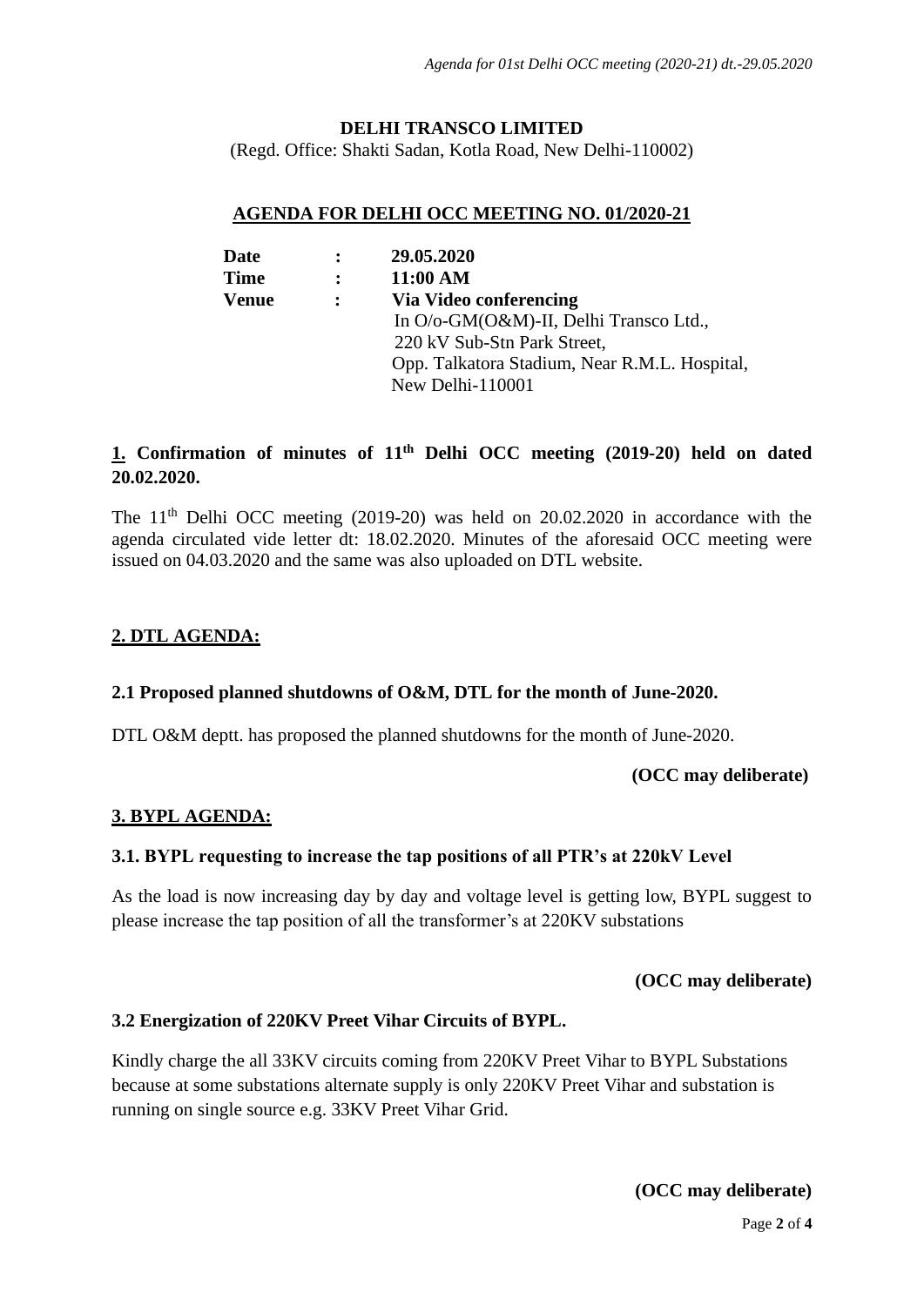**DELHI TRANSCO LIMITED**

(Regd. Office: Shakti Sadan, Kotla Road, New Delhi-110002)

## AGENDA FOR DELHI OCC MEETING NO. 01/2020-21

| | | |
|---|---|---|
| **Date** | **:** | **29.05.2020** |
| **Time** | **:** | **11:00 AM** |
| **Venue** | **:** | **Via Video conferencing**<br>In O/o-GM(O&M)-II, Delhi Transco Ltd.,<br>220 kV Sub-Stn Park Street,<br>Opp. Talkatora Stadium, Near R.M.L. Hospital,<br>New Delhi-110001 |

### 1. Confirmation of minutes of 11th Delhi OCC meeting (2019-20) held on dated 20.02.2020.

The 11th Delhi OCC meeting (2019-20) was held on 20.02.2020 in accordance with the agenda circulated vide letter dt: 18.02.2020. Minutes of the aforesaid OCC meeting were issued on 04.03.2020 and the same was also uploaded on DTL website.

## 2. DTL AGENDA:

### 2.1 Proposed planned shutdowns of O&M, DTL for the month of June-2020.

DTL O&M deptt. has proposed the planned shutdowns for the month of June-2020.

**(OCC may deliberate)**

## 3. BYPL AGENDA:

### 3.1. BYPL requesting to increase the tap positions of all PTR's at 220kV Level

As the load is now increasing day by day and voltage level is getting low, BYPL suggest to please increase the tap position of all the transformer's at 220KV substations

**(OCC may deliberate)**

### 3.2 Energization of 220KV Preet Vihar Circuits of BYPL.

Kindly charge the all 33KV circuits coming from 220KV Preet Vihar to BYPL Substations because at some substations alternate supply is only 220KV Preet Vihar and substation is running on single source e.g. 33KV Preet Vihar Grid.

**(OCC may deliberate)**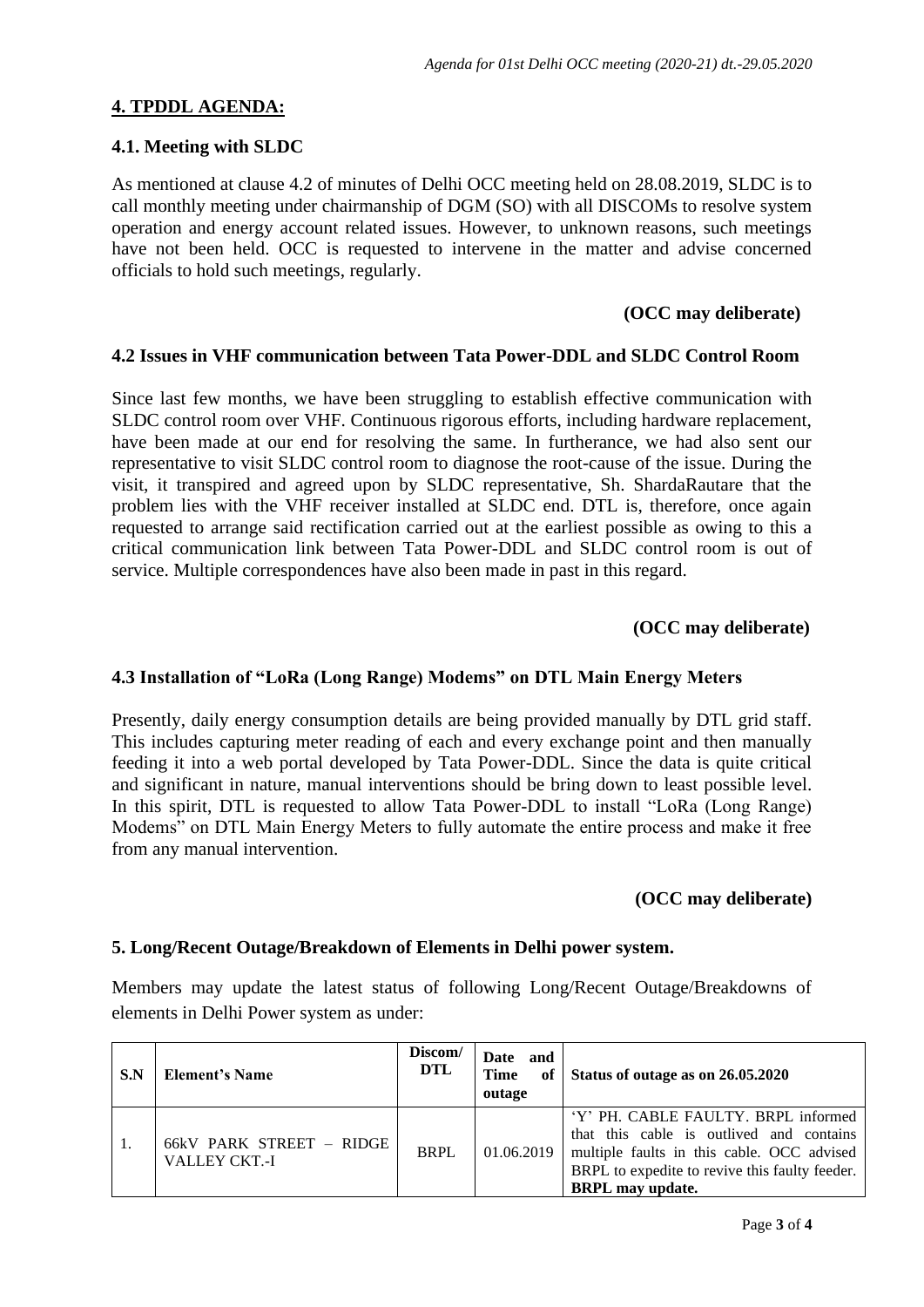## 4. TPDDL AGENDA:

### 4.1. Meeting with SLDC

As mentioned at clause 4.2 of minutes of Delhi OCC meeting held on 28.08.2019, SLDC is to call monthly meeting under chairmanship of DGM (SO) with all DISCOMs to resolve system operation and energy account related issues. However, to unknown reasons, such meetings have not been held. OCC is requested to intervene in the matter and advise concerned officials to hold such meetings, regularly.

**(OCC may deliberate)**

### 4.2 Issues in VHF communication between Tata Power-DDL and SLDC Control Room

Since last few months, we have been struggling to establish effective communication with SLDC control room over VHF. Continuous rigorous efforts, including hardware replacement, have been made at our end for resolving the same. In furtherance, we had also sent our representative to visit SLDC control room to diagnose the root-cause of the issue. During the visit, it transpired and agreed upon by SLDC representative, Sh. ShardaRautare that the problem lies with the VHF receiver installed at SLDC end. DTL is, therefore, once again requested to arrange said rectification carried out at the earliest possible as owing to this a critical communication link between Tata Power-DDL and SLDC control room is out of service. Multiple correspondences have also been made in past in this regard.

**(OCC may deliberate)**

### 4.3 Installation of "LoRa (Long Range) Modems" on DTL Main Energy Meters

Presently, daily energy consumption details are being provided manually by DTL grid staff. This includes capturing meter reading of each and every exchange point and then manually feeding it into a web portal developed by Tata Power-DDL. Since the data is quite critical and significant in nature, manual interventions should be bring down to least possible level. In this spirit, DTL is requested to allow Tata Power-DDL to install "LoRa (Long Range) Modems" on DTL Main Energy Meters to fully automate the entire process and make it free from any manual intervention.

**(OCC may deliberate)**

## 5. Long/Recent Outage/Breakdown of Elements in Delhi power system.

Members may update the latest status of following Long/Recent Outage/Breakdowns of elements in Delhi Power system as under:

| S.N | Element's Name | Discom/ DTL | Date and Time of outage | Status of outage as on 26.05.2020 |
|---|---|---|---|---|
| 1. | 66kV PARK STREET – RIDGE VALLEY CKT.-I | BRPL | 01.06.2019 | 'Y' PH. CABLE FAULTY. BRPL informed that this cable is outlived and contains multiple faults in this cable. OCC advised BRPL to expedite to revive this faulty feeder. **BRPL may update.** |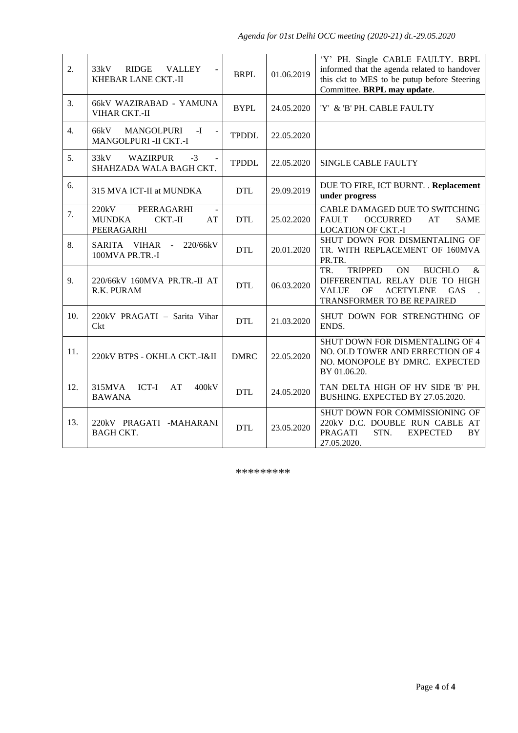| | | | | |
|---|---|---|---|---|
| 2. | 33kV RIDGE VALLEY - KHEBAR LANE CKT.-II | BRPL | 01.06.2019 | 'Y' PH. Single CABLE FAULTY. BRPL informed that the agenda related to handover this ckt to MES to be putup before Steering Committee. **BRPL may update**. |
| 3. | 66kV WAZIRABAD - YAMUNA VIHAR CKT.-II | BYPL | 24.05.2020 | 'Y' & 'B' PH. CABLE FAULTY |
| 4. | 66kV MANGOLPURI -I - MANGOLPURI -II CKT.-I | TPDDL | 22.05.2020 | |
| 5. | 33kV WAZIRPUR -3 - SHAHZADA WALA BAGH CKT. | TPDDL | 22.05.2020 | SINGLE CABLE FAULTY |
| 6. | 315 MVA ICT-II at MUNDKA | DTL | 29.09.2019 | DUE TO FIRE, ICT BURNT. . **Replacement under progress** |
| 7. | 220kV PEERAGARHI - MUNDKA CKT.-II AT PEERAGARHI | DTL | 25.02.2020 | CABLE DAMAGED DUE TO SWITCHING FAULT OCCURRED AT SAME LOCATION OF CKT.-I |
| 8. | SARITA VIHAR - 220/66kV 100MVA PR.TR.-I | DTL | 20.01.2020 | SHUT DOWN FOR DISMENTALING OF TR. WITH REPLACEMENT OF 160MVA PR.TR. |
| 9. | 220/66kV 160MVA PR.TR.-II AT R.K. PURAM | DTL | 06.03.2020 | TR. TRIPPED ON BUCHLO & DIFFERENTIAL RELAY DUE TO HIGH VALUE OF ACETYLENE GAS . TRANSFORMER TO BE REPAIRED |
| 10. | 220kV PRAGATI – Sarita Vihar Ckt | DTL | 21.03.2020 | SHUT DOWN FOR STRENGTHING OF ENDS. |
| 11. | 220kV BTPS - OKHLA CKT.-I&II | DMRC | 22.05.2020 | SHUT DOWN FOR DISMENTALING OF 4 NO. OLD TOWER AND ERRECTION OF 4 NO. MONOPOLE BY DMRC. EXPECTED BY 01.06.20. |
| 12. | 315MVA ICT-I AT 400kV BAWANA | DTL | 24.05.2020 | TAN DELTA HIGH OF HV SIDE 'B' PH. BUSHING. EXPECTED BY 27.05.2020. |
| 13. | 220kV PRAGATI -MAHARANI BAGH CKT. | DTL | 23.05.2020 | SHUT DOWN FOR COMMISSIONING OF 220kV D.C. DOUBLE RUN CABLE AT PRAGATI STN. EXPECTED BY 27.05.2020. |

*********